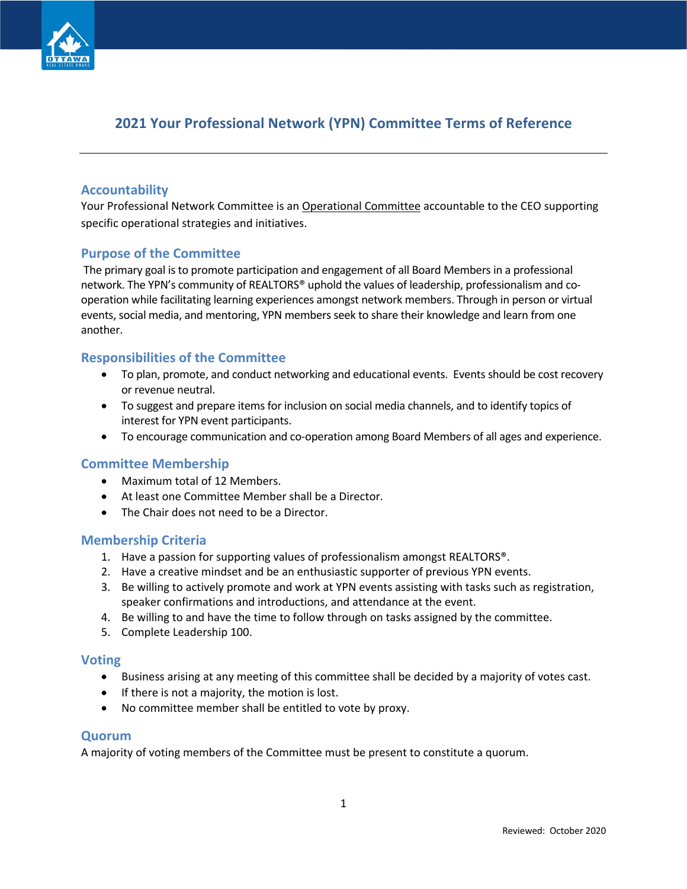# 2021 Your Professional Network (YPN) Committee Terms of Reference

---

## Accountability

Your Professional Network Committee is an Operational Committee accountable to the CEO supporting specific operational strategies and initiatives.

## Purpose of the Committee

The primary goal is to promote participation and engagement of all Board Members in a professional network. The YPN's community of REALTORS® uphold the values of leadership, professionalism and co-operation while facilitating learning experiences amongst network members. Through in person or virtual events, social media, and mentoring, YPN members seek to share their knowledge and learn from one another.

## Responsibilities of the Committee

- To plan, promote, and conduct networking and educational events. Events should be cost recovery or revenue neutral.
- To suggest and prepare items for inclusion on social media channels, and to identify topics of interest for YPN event participants.
- To encourage communication and co-operation among Board Members of all ages and experience.

## Committee Membership

- Maximum total of 12 Members.
- At least one Committee Member shall be a Director.
- The Chair does not need to be a Director.

## Membership Criteria

1. Have a passion for supporting values of professionalism amongst REALTORS®.
2. Have a creative mindset and be an enthusiastic supporter of previous YPN events.
3. Be willing to actively promote and work at YPN events assisting with tasks such as registration, speaker confirmations and introductions, and attendance at the event.
4. Be willing to and have the time to follow through on tasks assigned by the committee.
5. Complete Leadership 100.

## Voting

- Business arising at any meeting of this committee shall be decided by a majority of votes cast.
- If there is not a majority, the motion is lost.
- No committee member shall be entitled to vote by proxy.

## Quorum

A majority of voting members of the Committee must be present to constitute a quorum.

Reviewed: October 2020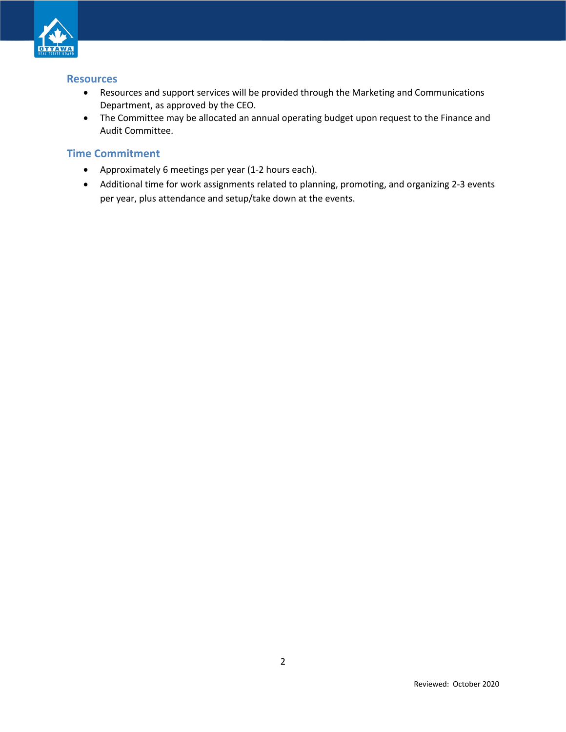## Resources

- Resources and support services will be provided through the Marketing and Communications Department, as approved by the CEO.
- The Committee may be allocated an annual operating budget upon request to the Finance and Audit Committee.

## Time Commitment

- Approximately 6 meetings per year (1-2 hours each).
- Additional time for work assignments related to planning, promoting, and organizing 2-3 events per year, plus attendance and setup/take down at the events.

Reviewed: October 2020